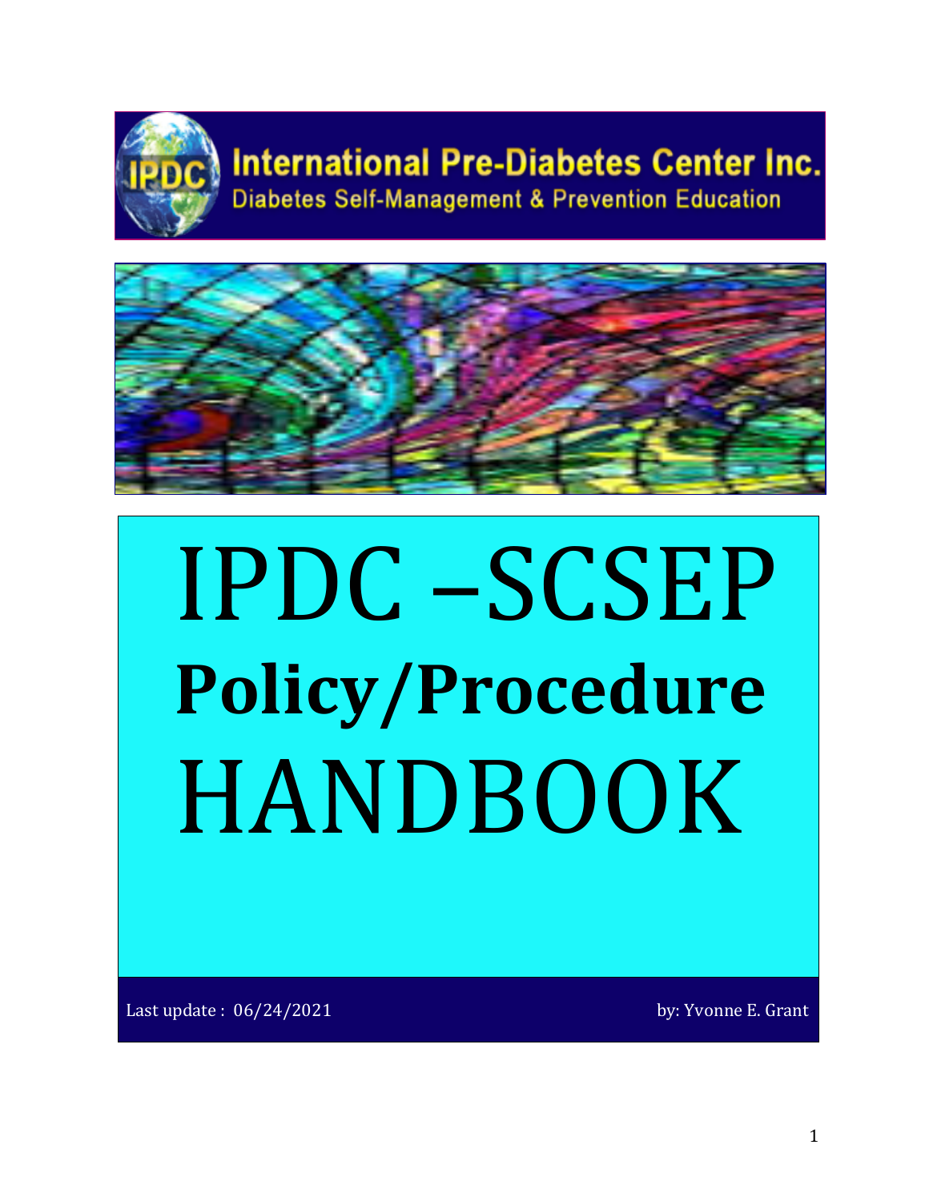**International Pre-Diabetes Center Inc.**

Diabetes Self-Management & Prevention Education

# IPDC –SCSEP

# Policy/Procedure

# HANDBOOK

Last update : 06/24/2021

by: Yvonne E. Grant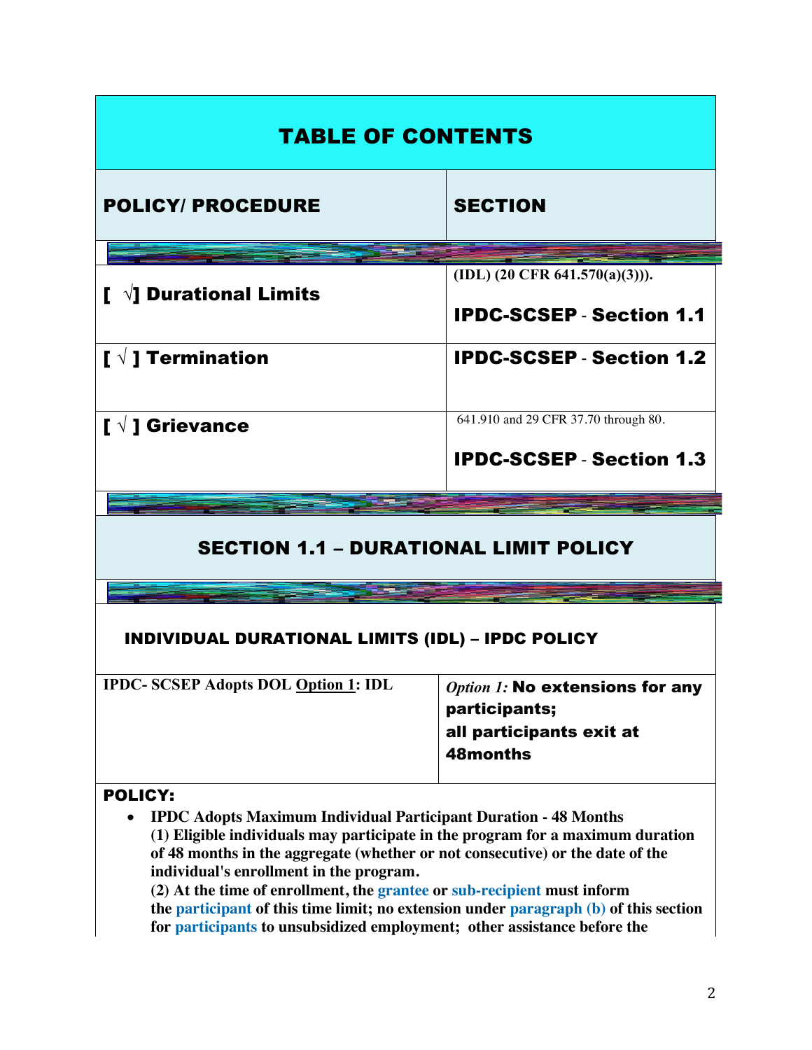# TABLE OF CONTENTS

| POLICY/ PROCEDURE | SECTION |
|---|---|
| [ √] Durational Limits | (IDL) (20 CFR 641.570(a)(3))). **IPDC-SCSEP - Section 1.1** |
| [ √ ] Termination | **IPDC-SCSEP - Section 1.2** |
| [ √ ] Grievance | 641.910 and 29 CFR 37.70 through 80. **IPDC-SCSEP - Section 1.3** |

## SECTION 1.1 – DURATIONAL LIMIT POLICY

### INDIVIDUAL DURATIONAL LIMITS (IDL) – IPDC POLICY

| IPDC- SCSEP Adopts DOL Option 1: IDL | *Option 1:* **No extensions for any participants; all participants exit at 48months** |
|---|---|

**POLICY:**

- **IPDC Adopts Maximum Individual Participant Duration - 48 Months**
  **(1) Eligible individuals may participate in the program for a maximum duration of 48 months in the aggregate (whether or not consecutive) or the date of the individual's enrollment in the program.**
  **(2) At the time of enrollment, the grantee or sub-recipient must inform the participant of this time limit; no extension under paragraph (b) of this section for participants to unsubsidized employment; other assistance before the**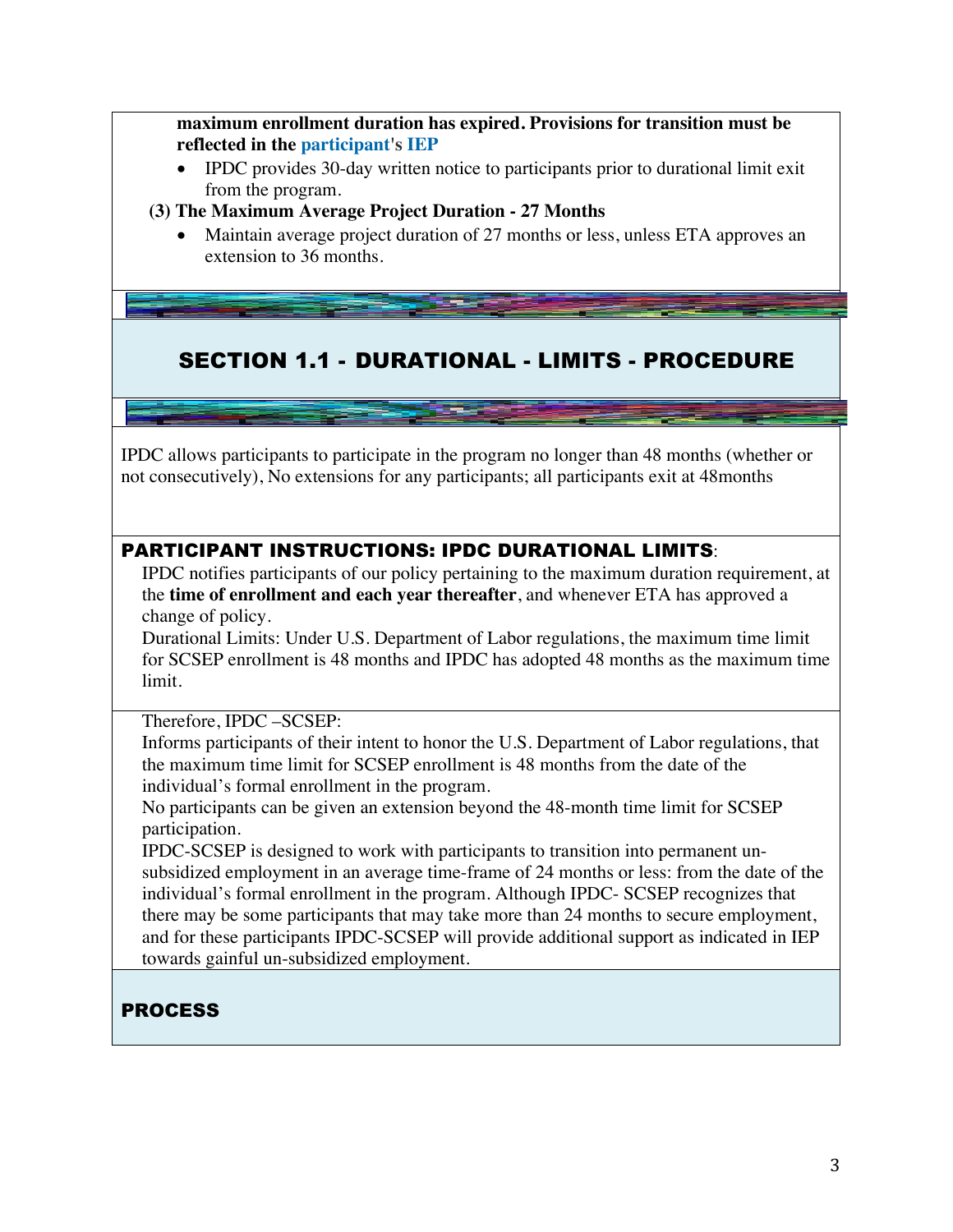**maximum enrollment duration has expired. Provisions for transition must be reflected in the participant's IEP**

- IPDC provides 30-day written notice to participants prior to durational limit exit from the program.

**(3) The Maximum Average Project Duration - 27 Months**

- Maintain average project duration of 27 months or less, unless ETA approves an extension to 36 months.

## SECTION 1.1 - DURATIONAL - LIMITS - PROCEDURE

IPDC allows participants to participate in the program no longer than 48 months (whether or not consecutively), No extensions for any participants; all participants exit at 48months

### PARTICIPANT INSTRUCTIONS: IPDC DURATIONAL LIMITS:

IPDC notifies participants of our policy pertaining to the maximum duration requirement, at the **time of enrollment and each year thereafter**, and whenever ETA has approved a change of policy.

Durational Limits: Under U.S. Department of Labor regulations, the maximum time limit for SCSEP enrollment is 48 months and IPDC has adopted 48 months as the maximum time limit.

Therefore, IPDC –SCSEP:

Informs participants of their intent to honor the U.S. Department of Labor regulations, that the maximum time limit for SCSEP enrollment is 48 months from the date of the individual's formal enrollment in the program.

No participants can be given an extension beyond the 48-month time limit for SCSEP participation.

IPDC-SCSEP is designed to work with participants to transition into permanent un-subsidized employment in an average time-frame of 24 months or less: from the date of the individual's formal enrollment in the program. Although IPDC- SCSEP recognizes that there may be some participants that may take more than 24 months to secure employment, and for these participants IPDC-SCSEP will provide additional support as indicated in IEP towards gainful un-subsidized employment.

### PROCESS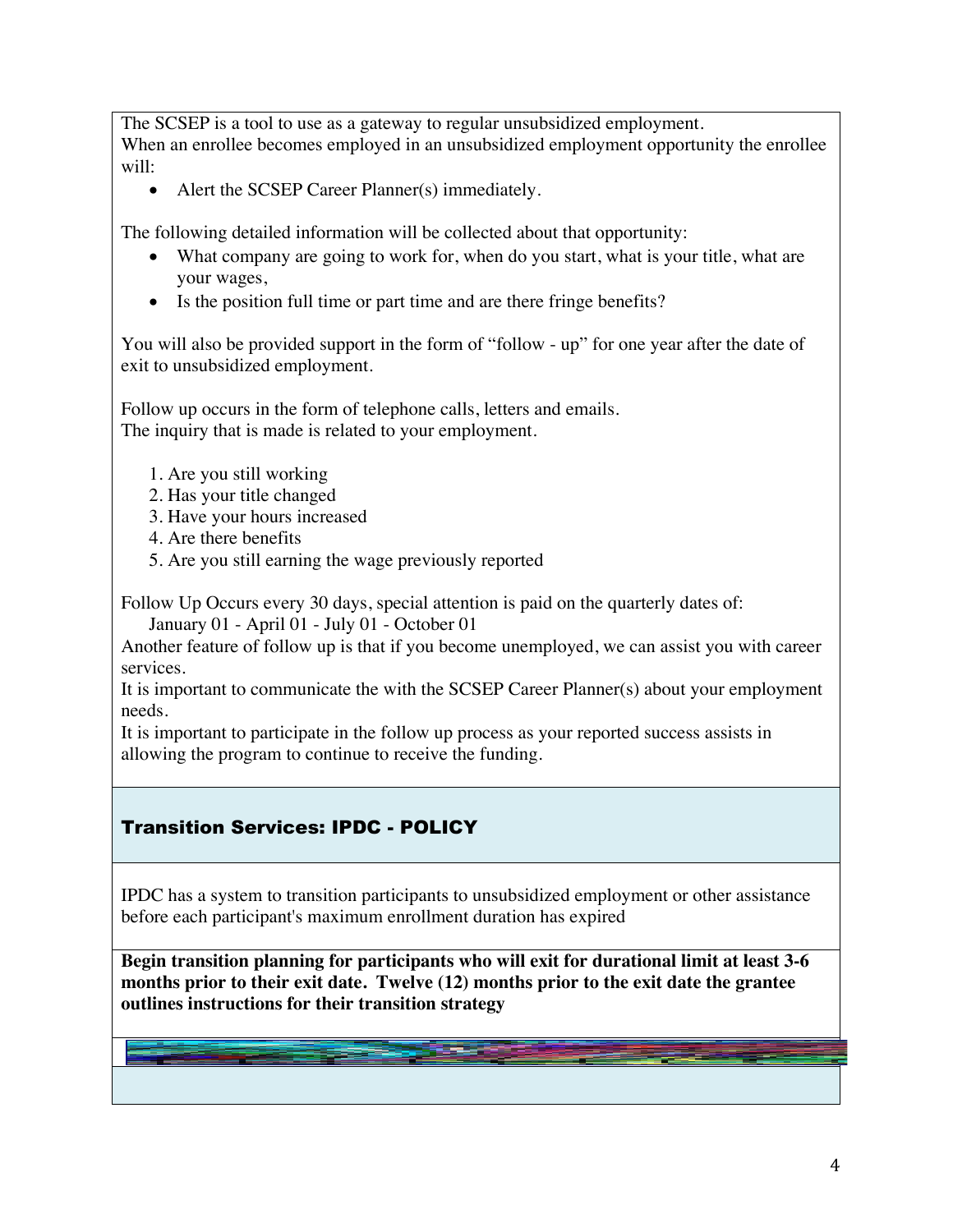The SCSEP is a tool to use as a gateway to regular unsubsidized employment.
When an enrollee becomes employed in an unsubsidized employment opportunity the enrollee will:

- Alert the SCSEP Career Planner(s) immediately.

The following detailed information will be collected about that opportunity:

- What company are going to work for, when do you start, what is your title, what are your wages,
- Is the position full time or part time and are there fringe benefits?

You will also be provided support in the form of "follow - up" for one year after the date of exit to unsubsidized employment.

Follow up occurs in the form of telephone calls, letters and emails.
The inquiry that is made is related to your employment.

1. Are you still working
2. Has your title changed
3. Have your hours increased
4. Are there benefits
5. Are you still earning the wage previously reported

Follow Up Occurs every 30 days, special attention is paid on the quarterly dates of:
January 01 - April 01 - July 01 - October 01
Another feature of follow up is that if you become unemployed, we can assist you with career services.
It is important to communicate the with the SCSEP Career Planner(s) about your employment needs.
It is important to participate in the follow up process as your reported success assists in allowing the program to continue to receive the funding.

## Transition Services: IPDC - POLICY

IPDC has a system to transition participants to unsubsidized employment or other assistance before each participant's maximum enrollment duration has expired

**Begin transition planning for participants who will exit for durational limit at least 3-6 months prior to their exit date. Twelve (12) months prior to the exit date the grantee outlines instructions for their transition strategy**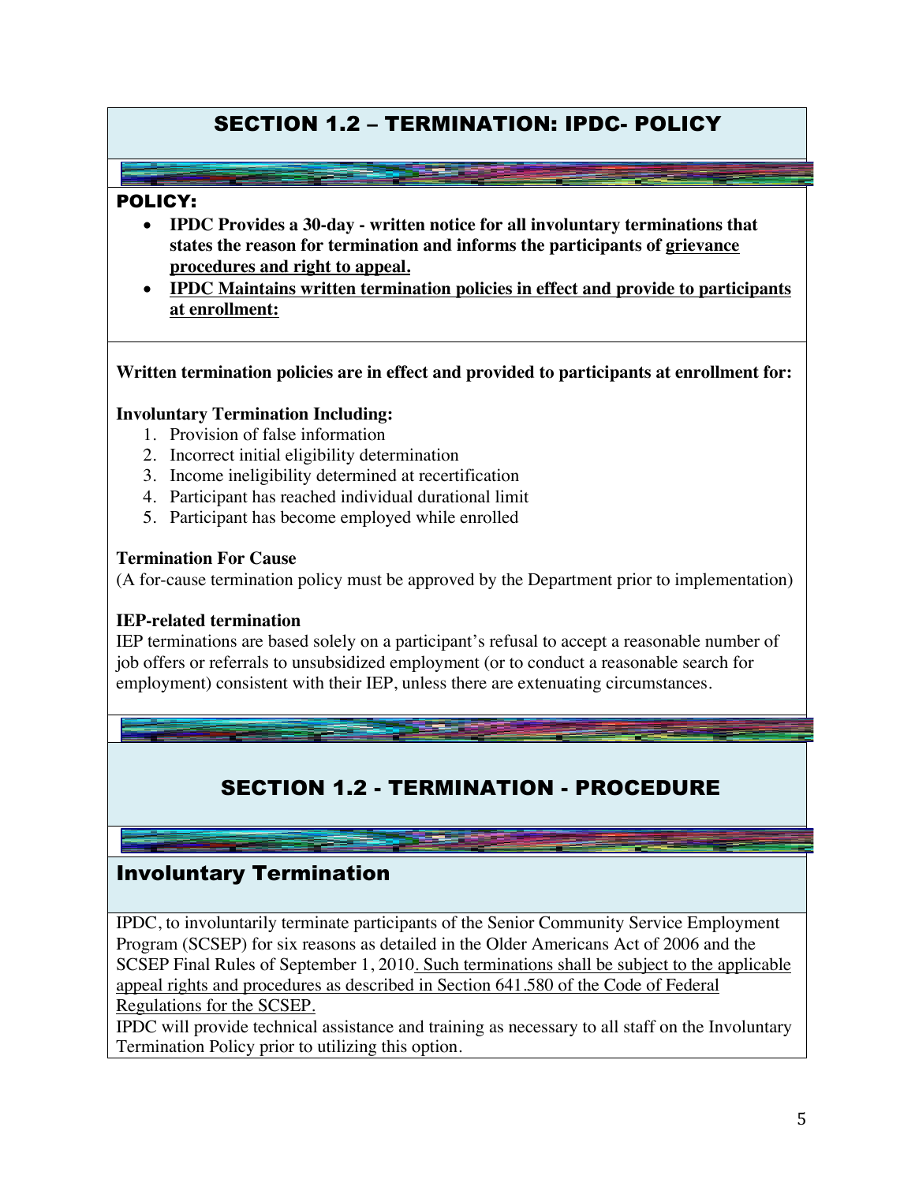## SECTION 1.2 – TERMINATION: IPDC- POLICY

### POLICY:

- **IPDC Provides a 30-day - written notice for all involuntary terminations that states the reason for termination and informs the participants of <u>grievance procedures and right to appeal.</u>**
- **<u>IPDC Maintains written termination policies in effect and provide to participants at enrollment:</u>**

**Written termination policies are in effect and provided to participants at enrollment for:**

**Involuntary Termination Including:**

1. Provision of false information
2. Incorrect initial eligibility determination
3. Income ineligibility determined at recertification
4. Participant has reached individual durational limit
5. Participant has become employed while enrolled

**Termination For Cause**

(A for-cause termination policy must be approved by the Department prior to implementation)

**IEP-related termination**

IEP terminations are based solely on a participant's refusal to accept a reasonable number of job offers or referrals to unsubsidized employment (or to conduct a reasonable search for employment) consistent with their IEP, unless there are extenuating circumstances.

## SECTION 1.2 - TERMINATION - PROCEDURE

### Involuntary Termination

IPDC, to involuntarily terminate participants of the Senior Community Service Employment Program (SCSEP) for six reasons as detailed in the Older Americans Act of 2006 and the SCSEP Final Rules of September 1, 2010<u>. Such terminations shall be subject to the applicable appeal rights and procedures as described in Section 641.580 of the Code of Federal Regulations for the SCSEP.</u>

IPDC will provide technical assistance and training as necessary to all staff on the Involuntary Termination Policy prior to utilizing this option.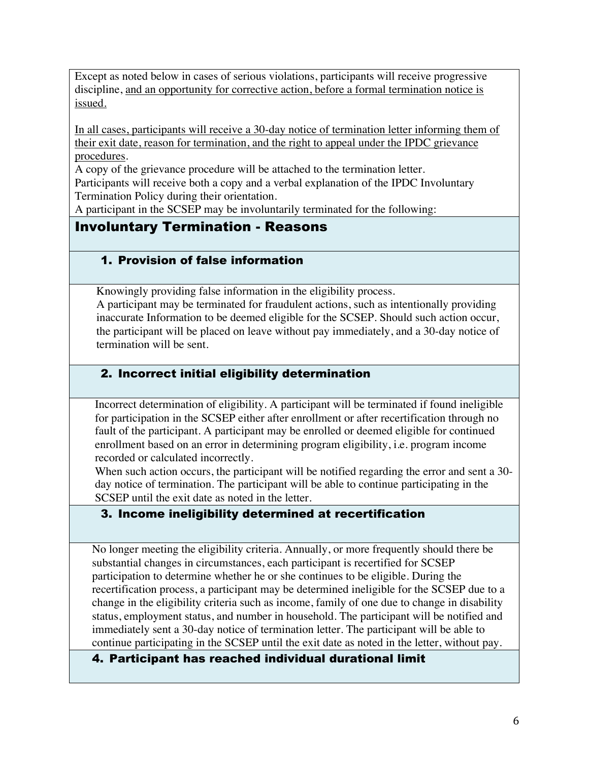Except as noted below in cases of serious violations, participants will receive progressive discipline, <u>and an opportunity for corrective action, before a formal termination notice is issued.</u>

<u>In all cases, participants will receive a 30-day notice of termination letter informing them of their exit date, reason for termination, and the right to appeal under the IPDC grievance procedures</u>.
A copy of the grievance procedure will be attached to the termination letter.
Participants will receive both a copy and a verbal explanation of the IPDC Involuntary Termination Policy during their orientation.
A participant in the SCSEP may be involuntarily terminated for the following:

## Involuntary Termination - Reasons

### 1. Provision of false information

Knowingly providing false information in the eligibility process.
A participant may be terminated for fraudulent actions, such as intentionally providing inaccurate Information to be deemed eligible for the SCSEP. Should such action occur, the participant will be placed on leave without pay immediately, and a 30-day notice of termination will be sent.

### 2. Incorrect initial eligibility determination

Incorrect determination of eligibility. A participant will be terminated if found ineligible for participation in the SCSEP either after enrollment or after recertification through no fault of the participant. A participant may be enrolled or deemed eligible for continued enrollment based on an error in determining program eligibility, i.e. program income recorded or calculated incorrectly.
When such action occurs, the participant will be notified regarding the error and sent a 30-day notice of termination. The participant will be able to continue participating in the SCSEP until the exit date as noted in the letter.

### 3. Income ineligibility determined at recertification

No longer meeting the eligibility criteria. Annually, or more frequently should there be substantial changes in circumstances, each participant is recertified for SCSEP participation to determine whether he or she continues to be eligible. During the recertification process, a participant may be determined ineligible for the SCSEP due to a change in the eligibility criteria such as income, family of one due to change in disability status, employment status, and number in household. The participant will be notified and immediately sent a 30-day notice of termination letter. The participant will be able to continue participating in the SCSEP until the exit date as noted in the letter, without pay.

### 4. Participant has reached individual durational limit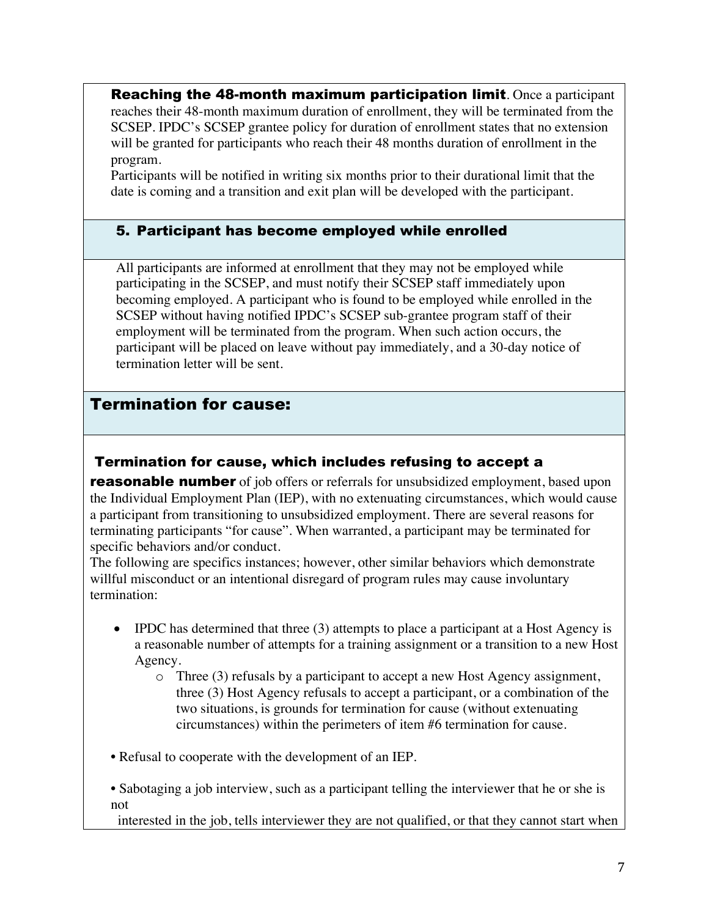**Reaching the 48-month maximum participation limit**. Once a participant reaches their 48-month maximum duration of enrollment, they will be terminated from the SCSEP. IPDC's SCSEP grantee policy for duration of enrollment states that no extension will be granted for participants who reach their 48 months duration of enrollment in the program.

Participants will be notified in writing six months prior to their durational limit that the date is coming and a transition and exit plan will be developed with the participant.

### 5. Participant has become employed while enrolled

All participants are informed at enrollment that they may not be employed while participating in the SCSEP, and must notify their SCSEP staff immediately upon becoming employed. A participant who is found to be employed while enrolled in the SCSEP without having notified IPDC's SCSEP sub-grantee program staff of their employment will be terminated from the program. When such action occurs, the participant will be placed on leave without pay immediately, and a 30-day notice of termination letter will be sent.

## Termination for cause:

**Termination for cause, which includes refusing to accept a reasonable number** of job offers or referrals for unsubsidized employment, based upon the Individual Employment Plan (IEP), with no extenuating circumstances, which would cause a participant from transitioning to unsubsidized employment. There are several reasons for terminating participants "for cause". When warranted, a participant may be terminated for specific behaviors and/or conduct.

The following are specifics instances; however, other similar behaviors which demonstrate willful misconduct or an intentional disregard of program rules may cause involuntary termination:

- IPDC has determined that three (3) attempts to place a participant at a Host Agency is a reasonable number of attempts for a training assignment or a transition to a new Host Agency.
  - Three (3) refusals by a participant to accept a new Host Agency assignment, three (3) Host Agency refusals to accept a participant, or a combination of the two situations, is grounds for termination for cause (without extenuating circumstances) within the perimeters of item #6 termination for cause.

• Refusal to cooperate with the development of an IEP.

• Sabotaging a job interview, such as a participant telling the interviewer that he or she is not interested in the job, tells interviewer they are not qualified, or that they cannot start when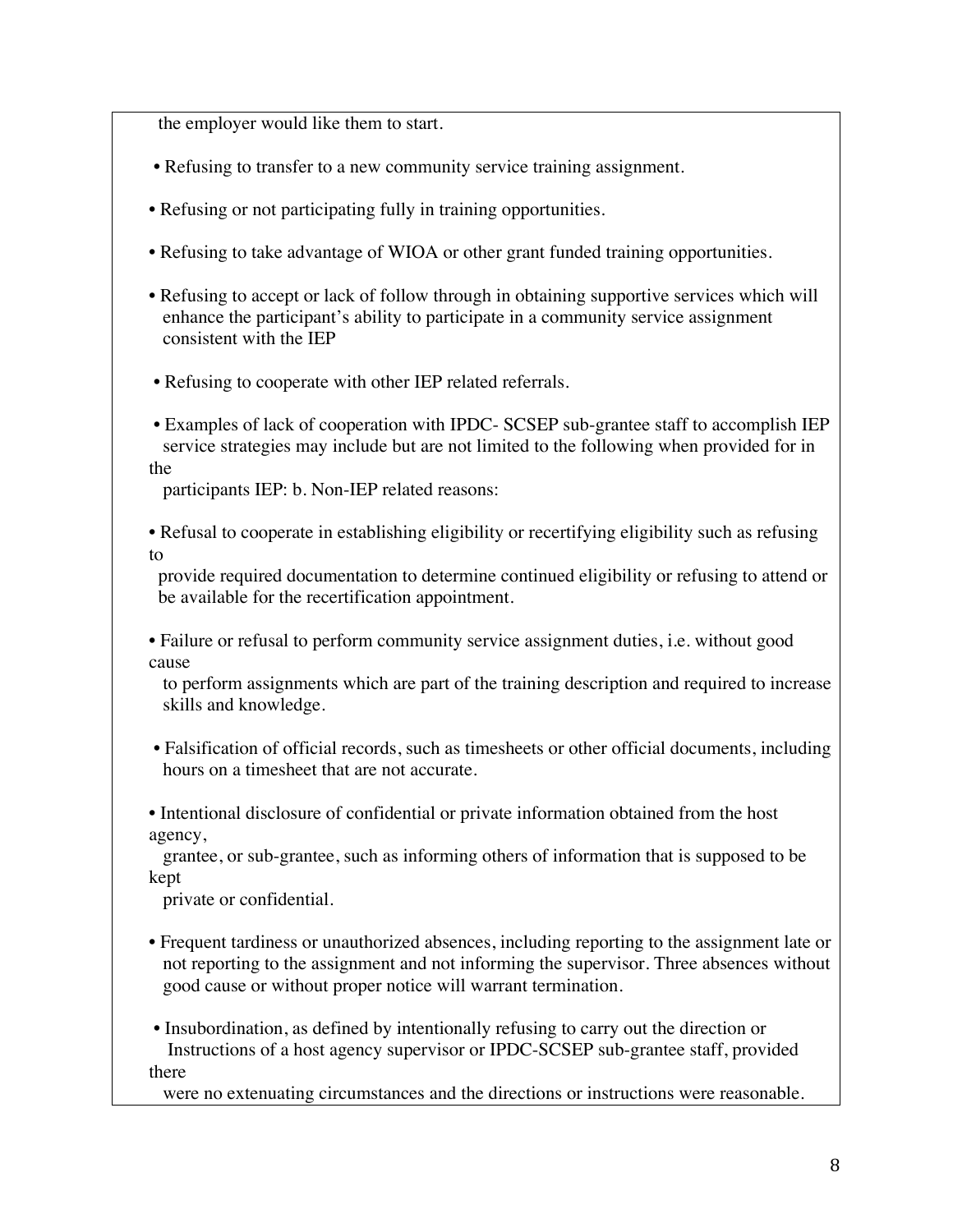the employer would like them to start.

- Refusing to transfer to a new community service training assignment.
- Refusing or not participating fully in training opportunities.
- Refusing to take advantage of WIOA or other grant funded training opportunities.
- Refusing to accept or lack of follow through in obtaining supportive services which will enhance the participant's ability to participate in a community service assignment consistent with the IEP
- Refusing to cooperate with other IEP related referrals.
- Examples of lack of cooperation with IPDC- SCSEP sub-grantee staff to accomplish IEP service strategies may include but are not limited to the following when provided for in the participants IEP: b. Non-IEP related reasons:
- Refusal to cooperate in establishing eligibility or recertifying eligibility such as refusing to provide required documentation to determine continued eligibility or refusing to attend or be available for the recertification appointment.
- Failure or refusal to perform community service assignment duties, i.e. without good cause to perform assignments which are part of the training description and required to increase skills and knowledge.
- Falsification of official records, such as timesheets or other official documents, including hours on a timesheet that are not accurate.
- Intentional disclosure of confidential or private information obtained from the host agency, grantee, or sub-grantee, such as informing others of information that is supposed to be kept private or confidential.
- Frequent tardiness or unauthorized absences, including reporting to the assignment late or not reporting to the assignment and not informing the supervisor. Three absences without good cause or without proper notice will warrant termination.
- Insubordination, as defined by intentionally refusing to carry out the direction or Instructions of a host agency supervisor or IPDC-SCSEP sub-grantee staff, provided there were no extenuating circumstances and the directions or instructions were reasonable.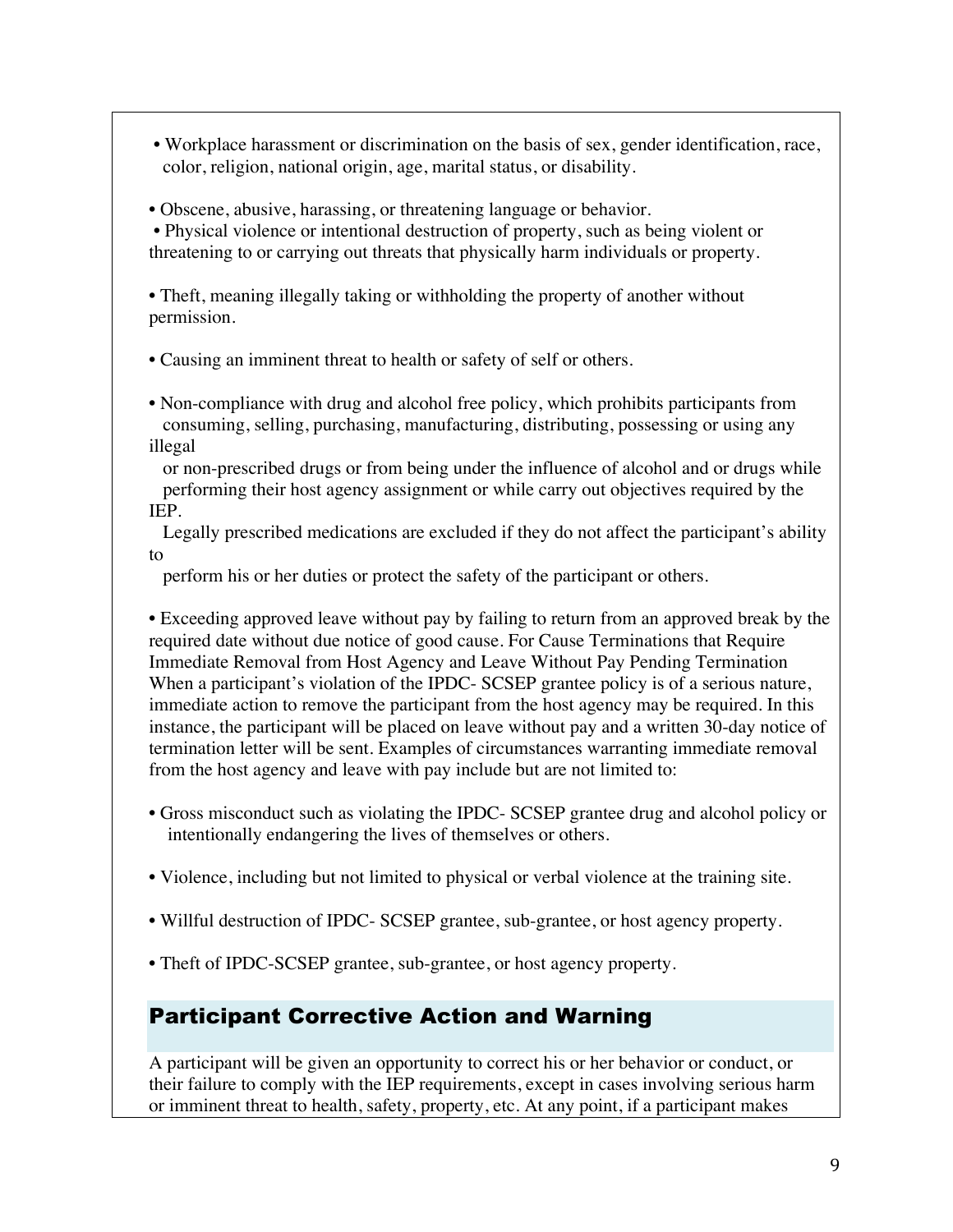- Workplace harassment or discrimination on the basis of sex, gender identification, race, color, religion, national origin, age, marital status, or disability.

- Obscene, abusive, harassing, or threatening language or behavior.
- Physical violence or intentional destruction of property, such as being violent or threatening to or carrying out threats that physically harm individuals or property.

- Theft, meaning illegally taking or withholding the property of another without permission.

- Causing an imminent threat to health or safety of self or others.

- Non-compliance with drug and alcohol free policy, which prohibits participants from consuming, selling, purchasing, manufacturing, distributing, possessing or using any illegal or non-prescribed drugs or from being under the influence of alcohol and or drugs while performing their host agency assignment or while carry out objectives required by the IEP.
  Legally prescribed medications are excluded if they do not affect the participant's ability to perform his or her duties or protect the safety of the participant or others.

- Exceeding approved leave without pay by failing to return from an approved break by the required date without due notice of good cause. For Cause Terminations that Require Immediate Removal from Host Agency and Leave Without Pay Pending Termination When a participant's violation of the IPDC- SCSEP grantee policy is of a serious nature, immediate action to remove the participant from the host agency may be required. In this instance, the participant will be placed on leave without pay and a written 30-day notice of termination letter will be sent. Examples of circumstances warranting immediate removal from the host agency and leave with pay include but are not limited to:

- Gross misconduct such as violating the IPDC- SCSEP grantee drug and alcohol policy or intentionally endangering the lives of themselves or others.

- Violence, including but not limited to physical or verbal violence at the training site.

- Willful destruction of IPDC- SCSEP grantee, sub-grantee, or host agency property.

- Theft of IPDC-SCSEP grantee, sub-grantee, or host agency property.

## Participant Corrective Action and Warning

A participant will be given an opportunity to correct his or her behavior or conduct, or their failure to comply with the IEP requirements, except in cases involving serious harm or imminent threat to health, safety, property, etc. At any point, if a participant makes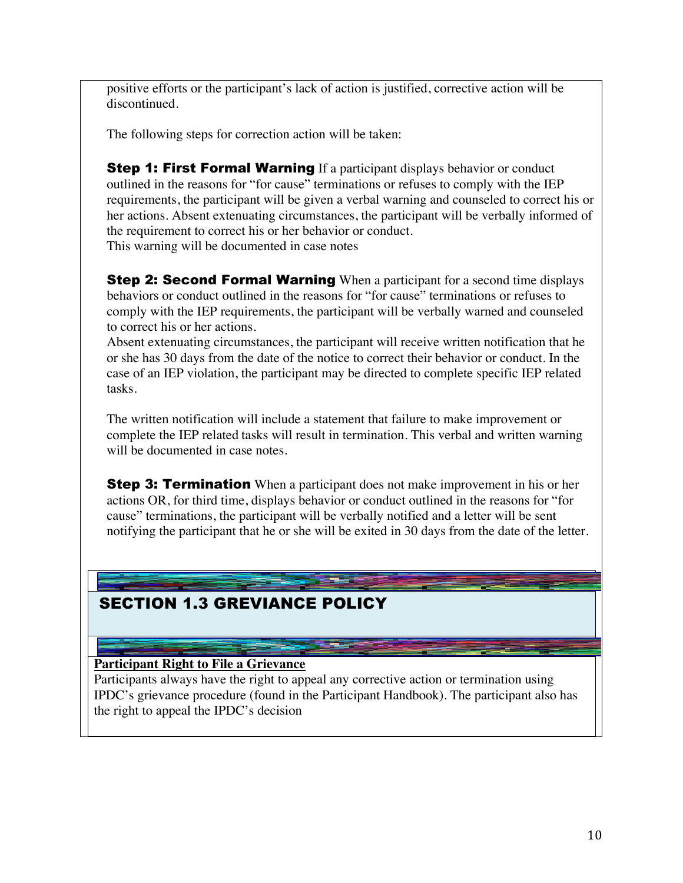positive efforts or the participant's lack of action is justified, corrective action will be discontinued.

The following steps for correction action will be taken:

**Step 1: First Formal Warning** If a participant displays behavior or conduct outlined in the reasons for "for cause" terminations or refuses to comply with the IEP requirements, the participant will be given a verbal warning and counseled to correct his or her actions. Absent extenuating circumstances, the participant will be verbally informed of the requirement to correct his or her behavior or conduct.
This warning will be documented in case notes

**Step 2: Second Formal Warning** When a participant for a second time displays behaviors or conduct outlined in the reasons for "for cause" terminations or refuses to comply with the IEP requirements, the participant will be verbally warned and counseled to correct his or her actions.
Absent extenuating circumstances, the participant will receive written notification that he or she has 30 days from the date of the notice to correct their behavior or conduct. In the case of an IEP violation, the participant may be directed to complete specific IEP related tasks.

The written notification will include a statement that failure to make improvement or complete the IEP related tasks will result in termination. This verbal and written warning will be documented in case notes.

**Step 3: Termination** When a participant does not make improvement in his or her actions OR, for third time, displays behavior or conduct outlined in the reasons for "for cause" terminations, the participant will be verbally notified and a letter will be sent notifying the participant that he or she will be exited in 30 days from the date of the letter.

## SECTION 1.3 GREVIANCE POLICY

**Participant Right to File a Grievance**

Participants always have the right to appeal any corrective action or termination using IPDC's grievance procedure (found in the Participant Handbook). The participant also has the right to appeal the IPDC's decision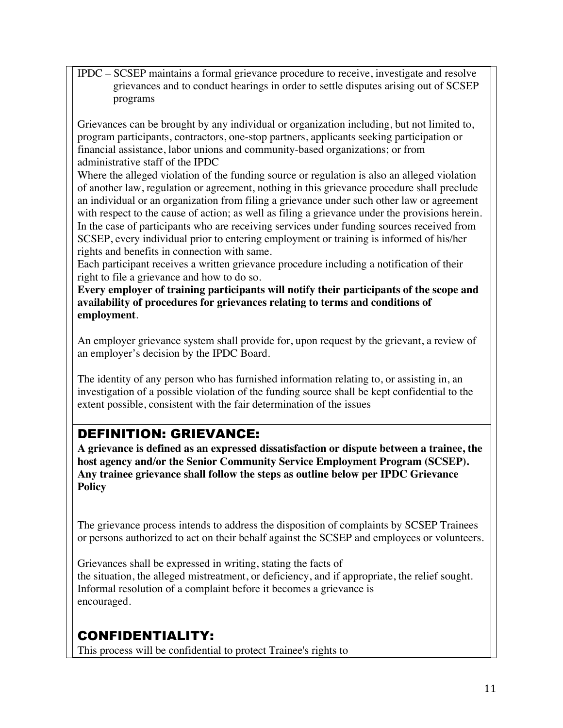IPDC – SCSEP maintains a formal grievance procedure to receive, investigate and resolve grievances and to conduct hearings in order to settle disputes arising out of SCSEP programs

Grievances can be brought by any individual or organization including, but not limited to, program participants, contractors, one-stop partners, applicants seeking participation or financial assistance, labor unions and community-based organizations; or from administrative staff of the IPDC

Where the alleged violation of the funding source or regulation is also an alleged violation of another law, regulation or agreement, nothing in this grievance procedure shall preclude an individual or an organization from filing a grievance under such other law or agreement with respect to the cause of action; as well as filing a grievance under the provisions herein.

In the case of participants who are receiving services under funding sources received from SCSEP, every individual prior to entering employment or training is informed of his/her rights and benefits in connection with same.

Each participant receives a written grievance procedure including a notification of their right to file a grievance and how to do so.

**Every employer of training participants will notify their participants of the scope and availability of procedures for grievances relating to terms and conditions of employment**.

An employer grievance system shall provide for, upon request by the grievant, a review of an employer's decision by the IPDC Board.

The identity of any person who has furnished information relating to, or assisting in, an investigation of a possible violation of the funding source shall be kept confidential to the extent possible, consistent with the fair determination of the issues

## DEFINITION: GRIEVANCE:

**A grievance is defined as an expressed dissatisfaction or dispute between a trainee, the host agency and/or the Senior Community Service Employment Program (SCSEP). Any trainee grievance shall follow the steps as outline below per IPDC Grievance Policy**

The grievance process intends to address the disposition of complaints by SCSEP Trainees or persons authorized to act on their behalf against the SCSEP and employees or volunteers.

Grievances shall be expressed in writing, stating the facts of the situation, the alleged mistreatment, or deficiency, and if appropriate, the relief sought. Informal resolution of a complaint before it becomes a grievance is encouraged.

## CONFIDENTIALITY:

This process will be confidential to protect Trainee's rights to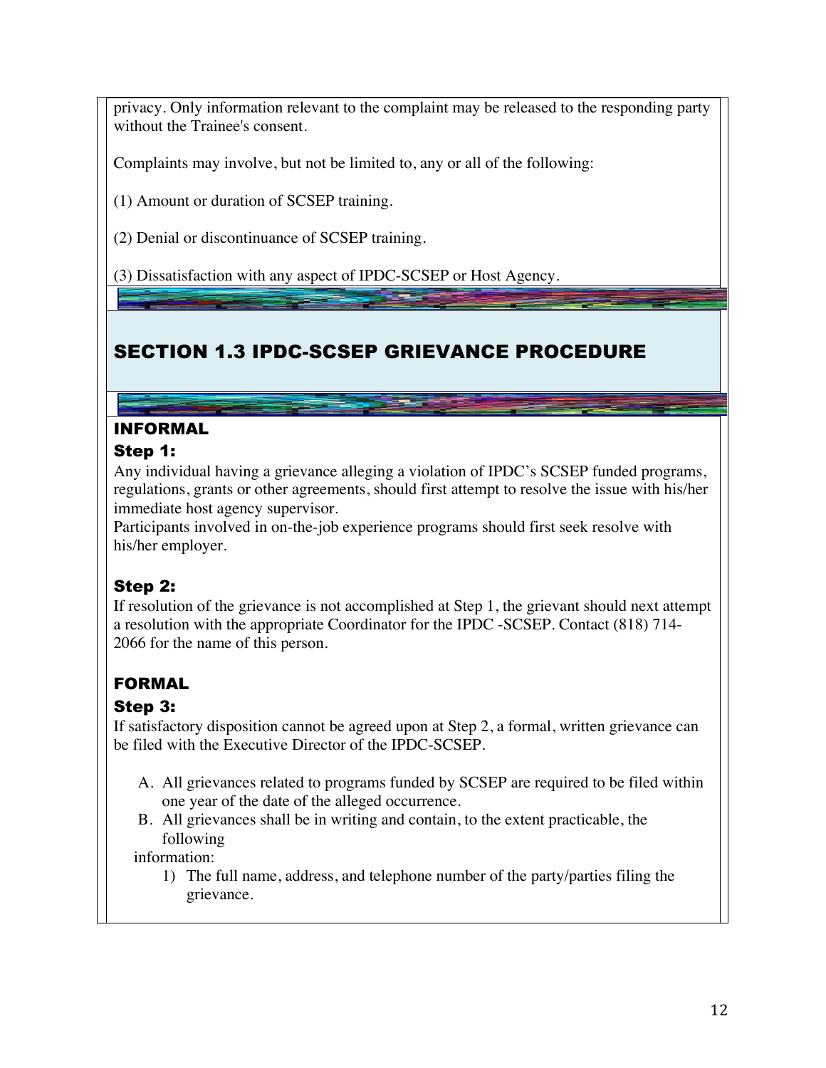privacy. Only information relevant to the complaint may be released to the responding party without the Trainee's consent.

Complaints may involve, but not be limited to, any or all of the following:

(1) Amount or duration of SCSEP training.

(2) Denial or discontinuance of SCSEP training.

(3) Dissatisfaction with any aspect of IPDC-SCSEP or Host Agency.

## SECTION 1.3 IPDC-SCSEP GRIEVANCE PROCEDURE

### INFORMAL

#### Step 1:

Any individual having a grievance alleging a violation of IPDC's SCSEP funded programs, regulations, grants or other agreements, should first attempt to resolve the issue with his/her immediate host agency supervisor.

Participants involved in on-the-job experience programs should first seek resolve with his/her employer.

#### Step 2:

If resolution of the grievance is not accomplished at Step 1, the grievant should next attempt a resolution with the appropriate Coordinator for the IPDC -SCSEP. Contact (818) 714-2066 for the name of this person.

### FORMAL

#### Step 3:

If satisfactory disposition cannot be agreed upon at Step 2, a formal, written grievance can be filed with the Executive Director of the IPDC-SCSEP.

A. All grievances related to programs funded by SCSEP are required to be filed within one year of the date of the alleged occurrence.
B. All grievances shall be in writing and contain, to the extent practicable, the following information:
    1) The full name, address, and telephone number of the party/parties filing the grievance.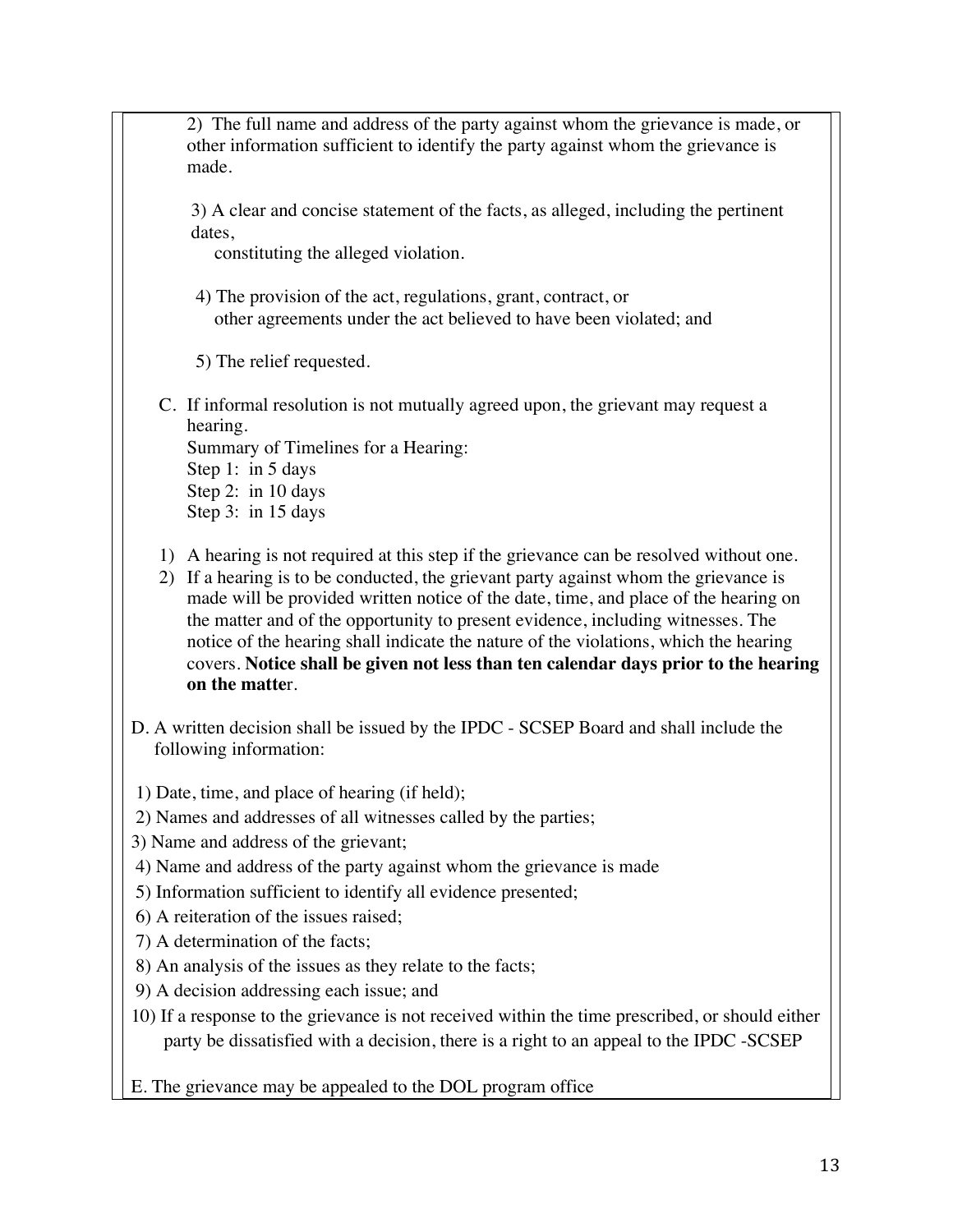2) The full name and address of the party against whom the grievance is made, or other information sufficient to identify the party against whom the grievance is made.

3) A clear and concise statement of the facts, as alleged, including the pertinent dates, constituting the alleged violation.

4) The provision of the act, regulations, grant, contract, or other agreements under the act believed to have been violated; and

5) The relief requested.

C. If informal resolution is not mutually agreed upon, the grievant may request a hearing.
Summary of Timelines for a Hearing:
Step 1: in 5 days
Step 2: in 10 days
Step 3: in 15 days

1) A hearing is not required at this step if the grievance can be resolved without one.
2) If a hearing is to be conducted, the grievant party against whom the grievance is made will be provided written notice of the date, time, and place of the hearing on the matter and of the opportunity to present evidence, including witnesses. The notice of the hearing shall indicate the nature of the violations, which the hearing covers. **Notice shall be given not less than ten calendar days prior to the hearing on the matte**r.

D. A written decision shall be issued by the IPDC - SCSEP Board and shall include the following information:

1) Date, time, and place of hearing (if held);
2) Names and addresses of all witnesses called by the parties;
3) Name and address of the grievant;
4) Name and address of the party against whom the grievance is made
5) Information sufficient to identify all evidence presented;
6) A reiteration of the issues raised;
7) A determination of the facts;
8) An analysis of the issues as they relate to the facts;
9) A decision addressing each issue; and
10) If a response to the grievance is not received within the time prescribed, or should either party be dissatisfied with a decision, there is a right to an appeal to the IPDC -SCSEP

E. The grievance may be appealed to the DOL program office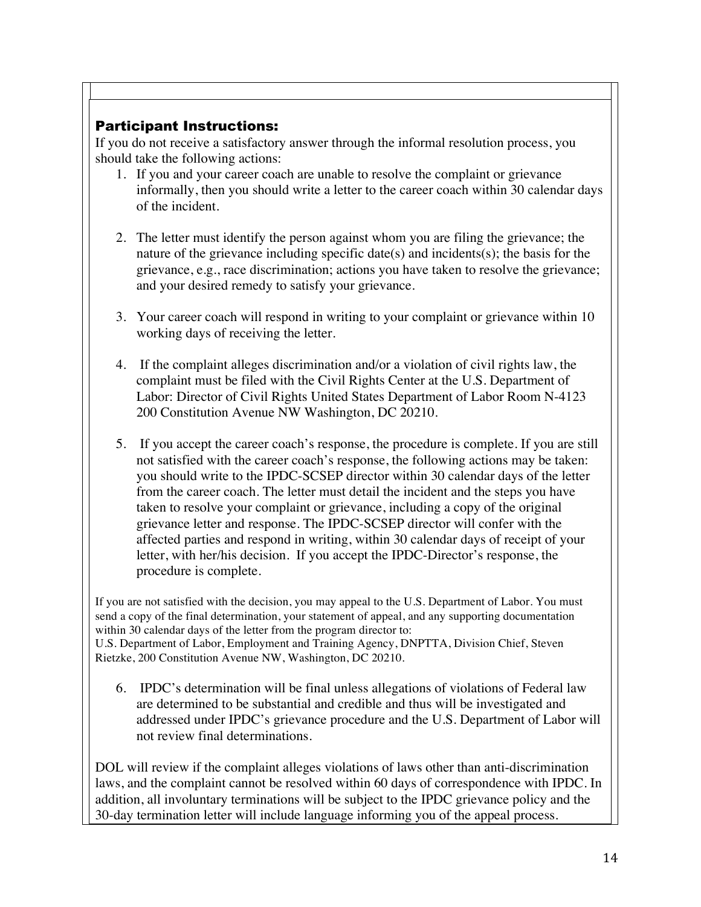### Participant Instructions:

If you do not receive a satisfactory answer through the informal resolution process, you should take the following actions:

1. If you and your career coach are unable to resolve the complaint or grievance informally, then you should write a letter to the career coach within 30 calendar days of the incident.

2. The letter must identify the person against whom you are filing the grievance; the nature of the grievance including specific date(s) and incidents(s); the basis for the grievance, e.g., race discrimination; actions you have taken to resolve the grievance; and your desired remedy to satisfy your grievance.

3. Your career coach will respond in writing to your complaint or grievance within 10 working days of receiving the letter.

4. If the complaint alleges discrimination and/or a violation of civil rights law, the complaint must be filed with the Civil Rights Center at the U.S. Department of Labor: Director of Civil Rights United States Department of Labor Room N-4123 200 Constitution Avenue NW Washington, DC 20210.

5. If you accept the career coach's response, the procedure is complete. If you are still not satisfied with the career coach's response, the following actions may be taken: you should write to the IPDC-SCSEP director within 30 calendar days of the letter from the career coach. The letter must detail the incident and the steps you have taken to resolve your complaint or grievance, including a copy of the original grievance letter and response. The IPDC-SCSEP director will confer with the affected parties and respond in writing, within 30 calendar days of receipt of your letter, with her/his decision. If you accept the IPDC-Director's response, the procedure is complete.

If you are not satisfied with the decision, you may appeal to the U.S. Department of Labor. You must send a copy of the final determination, your statement of appeal, and any supporting documentation within 30 calendar days of the letter from the program director to:
U.S. Department of Labor, Employment and Training Agency, DNPTTA, Division Chief, Steven Rietzke, 200 Constitution Avenue NW, Washington, DC 20210.

6. IPDC's determination will be final unless allegations of violations of Federal law are determined to be substantial and credible and thus will be investigated and addressed under IPDC's grievance procedure and the U.S. Department of Labor will not review final determinations.

DOL will review if the complaint alleges violations of laws other than anti-discrimination laws, and the complaint cannot be resolved within 60 days of correspondence with IPDC. In addition, all involuntary terminations will be subject to the IPDC grievance policy and the 30-day termination letter will include language informing you of the appeal process.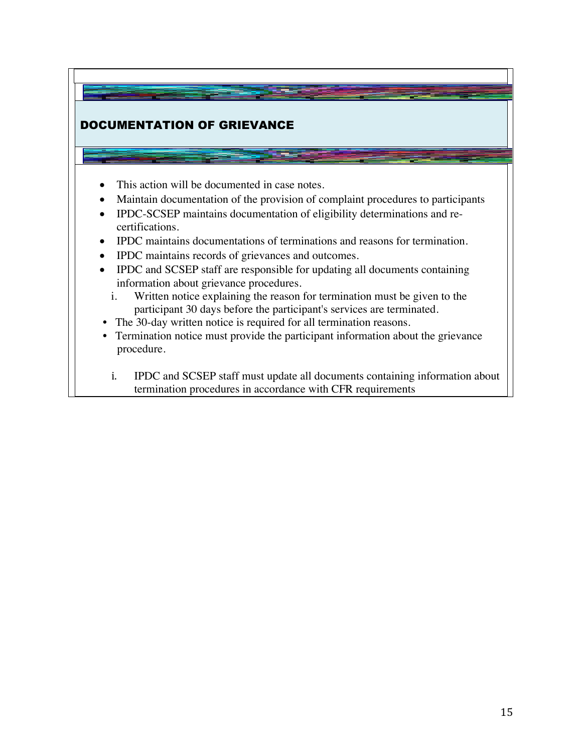## DOCUMENTATION OF GRIEVANCE

- This action will be documented in case notes.
- Maintain documentation of the provision of complaint procedures to participants
- IPDC-SCSEP maintains documentation of eligibility determinations and re-certifications.
- IPDC maintains documentations of terminations and reasons for termination.
- IPDC maintains records of grievances and outcomes.
- IPDC and SCSEP staff are responsible for updating all documents containing information about grievance procedures.
  i. Written notice explaining the reason for termination must be given to the participant 30 days before the participant's services are terminated.
- The 30-day written notice is required for all termination reasons.
- Termination notice must provide the participant information about the grievance procedure.

  i. IPDC and SCSEP staff must update all documents containing information about termination procedures in accordance with CFR requirements